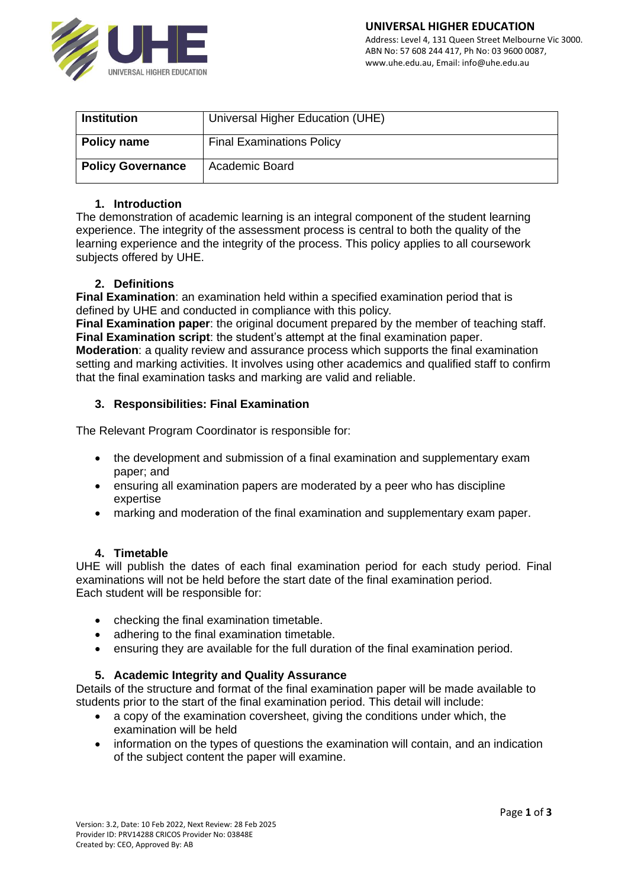**UNIVERSAL HIGHER EDUCATION**
Address: Level 4, 131 Queen Street Melbourne Vic 3000.
ABN No: 57 608 244 417, Ph No: 03 9600 0087,
www.uhe.edu.au, Email: info@uhe.edu.au

| | |
|---|---|
| **Institution** | Universal Higher Education (UHE) |
| **Policy name** | Final Examinations Policy |
| **Policy Governance** | Academic Board |

## 1. Introduction

The demonstration of academic learning is an integral component of the student learning experience. The integrity of the assessment process is central to both the quality of the learning experience and the integrity of the process. This policy applies to all coursework subjects offered by UHE.

## 2. Definitions

**Final Examination**: an examination held within a specified examination period that is defined by UHE and conducted in compliance with this policy.
**Final Examination paper**: the original document prepared by the member of teaching staff.
**Final Examination script**: the student's attempt at the final examination paper.
**Moderation**: a quality review and assurance process which supports the final examination setting and marking activities. It involves using other academics and qualified staff to confirm that the final examination tasks and marking are valid and reliable.

## 3. Responsibilities: Final Examination

The Relevant Program Coordinator is responsible for:

- the development and submission of a final examination and supplementary exam paper; and
- ensuring all examination papers are moderated by a peer who has discipline expertise
- marking and moderation of the final examination and supplementary exam paper.

## 4. Timetable

UHE will publish the dates of each final examination period for each study period. Final examinations will not be held before the start date of the final examination period.
Each student will be responsible for:

- checking the final examination timetable.
- adhering to the final examination timetable.
- ensuring they are available for the full duration of the final examination period.

## 5. Academic Integrity and Quality Assurance

Details of the structure and format of the final examination paper will be made available to students prior to the start of the final examination period. This detail will include:

- a copy of the examination coversheet, giving the conditions under which, the examination will be held
- information on the types of questions the examination will contain, and an indication of the subject content the paper will examine.

Version: 3.2, Date: 10 Feb 2022, Next Review: 28 Feb 2025
Provider ID: PRV14288 CRICOS Provider No: 03848E
Created by: CEO, Approved By: AB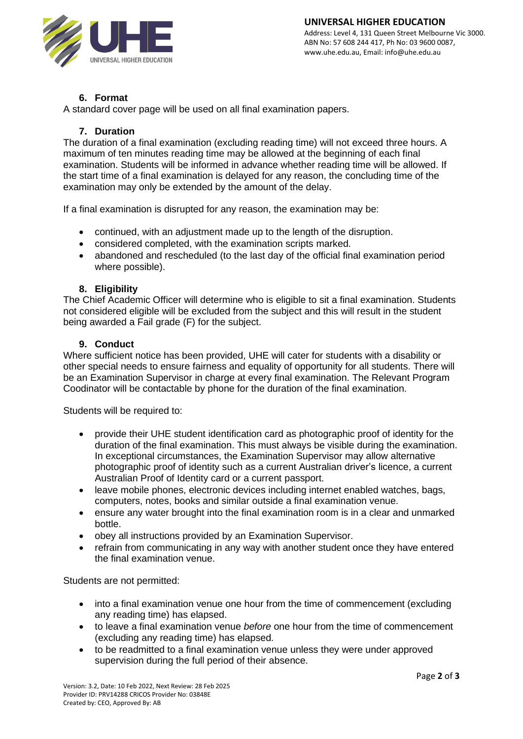## 6. Format

A standard cover page will be used on all final examination papers.

## 7. Duration

The duration of a final examination (excluding reading time) will not exceed three hours. A maximum of ten minutes reading time may be allowed at the beginning of each final examination. Students will be informed in advance whether reading time will be allowed. If the start time of a final examination is delayed for any reason, the concluding time of the examination may only be extended by the amount of the delay.

If a final examination is disrupted for any reason, the examination may be:

- continued, with an adjustment made up to the length of the disruption.
- considered completed, with the examination scripts marked.
- abandoned and rescheduled (to the last day of the official final examination period where possible).

## 8. Eligibility

The Chief Academic Officer will determine who is eligible to sit a final examination. Students not considered eligible will be excluded from the subject and this will result in the student being awarded a Fail grade (F) for the subject.

## 9. Conduct

Where sufficient notice has been provided, UHE will cater for students with a disability or other special needs to ensure fairness and equality of opportunity for all students. There will be an Examination Supervisor in charge at every final examination. The Relevant Program Coodinator will be contactable by phone for the duration of the final examination.

Students will be required to:

- provide their UHE student identification card as photographic proof of identity for the duration of the final examination. This must always be visible during the examination. In exceptional circumstances, the Examination Supervisor may allow alternative photographic proof of identity such as a current Australian driver's licence, a current Australian Proof of Identity card or a current passport.
- leave mobile phones, electronic devices including internet enabled watches, bags, computers, notes, books and similar outside a final examination venue.
- ensure any water brought into the final examination room is in a clear and unmarked bottle.
- obey all instructions provided by an Examination Supervisor.
- refrain from communicating in any way with another student once they have entered the final examination venue.

Students are not permitted:

- into a final examination venue one hour from the time of commencement (excluding any reading time) has elapsed.
- to leave a final examination venue *before* one hour from the time of commencement (excluding any reading time) has elapsed.
- to be readmitted to a final examination venue unless they were under approved supervision during the full period of their absence.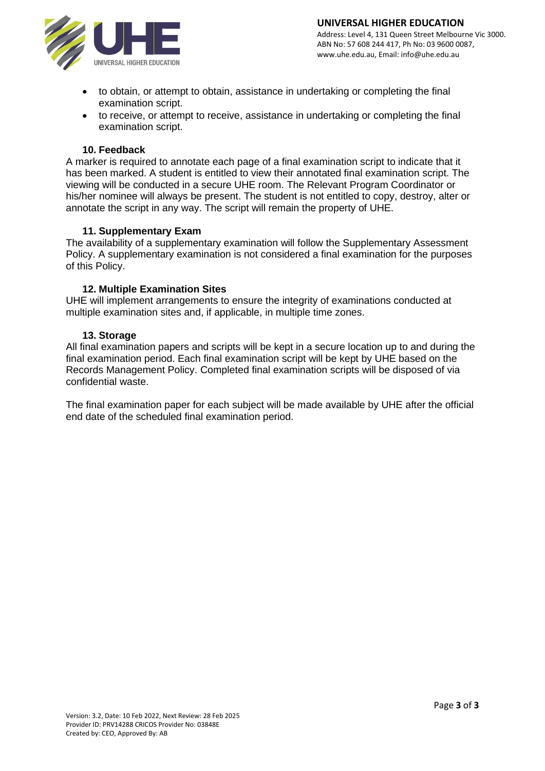- to obtain, or attempt to obtain, assistance in undertaking or completing the final examination script.
- to receive, or attempt to receive, assistance in undertaking or completing the final examination script.

### 10. Feedback

A marker is required to annotate each page of a final examination script to indicate that it has been marked. A student is entitled to view their annotated final examination script. The viewing will be conducted in a secure UHE room. The Relevant Program Coordinator or his/her nominee will always be present. The student is not entitled to copy, destroy, alter or annotate the script in any way. The script will remain the property of UHE.

### 11. Supplementary Exam

The availability of a supplementary examination will follow the Supplementary Assessment Policy. A supplementary examination is not considered a final examination for the purposes of this Policy.

### 12. Multiple Examination Sites

UHE will implement arrangements to ensure the integrity of examinations conducted at multiple examination sites and, if applicable, in multiple time zones.

### 13. Storage

All final examination papers and scripts will be kept in a secure location up to and during the final examination period. Each final examination script will be kept by UHE based on the Records Management Policy. Completed final examination scripts will be disposed of via confidential waste.

The final examination paper for each subject will be made available by UHE after the official end date of the scheduled final examination period.